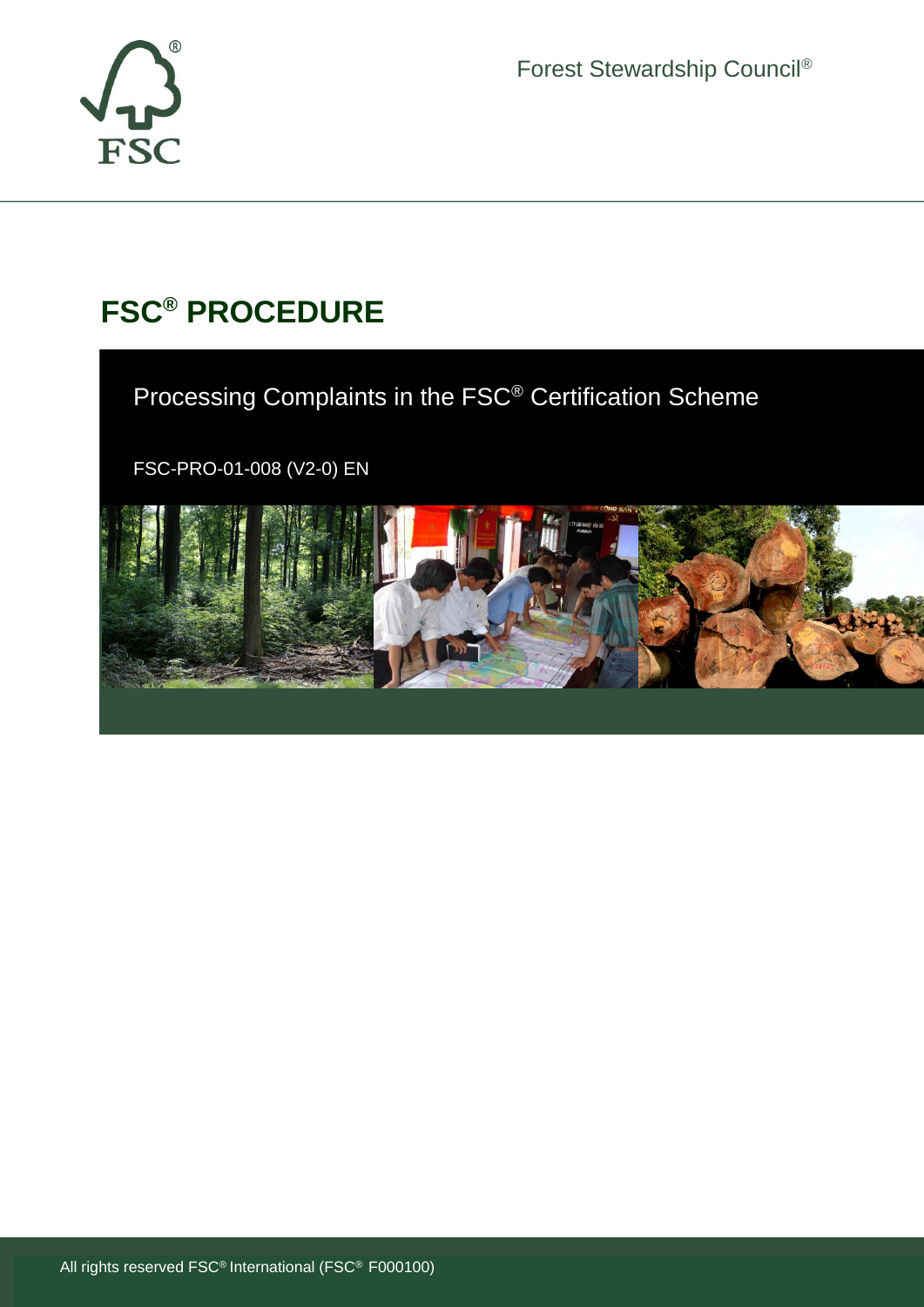Forest Stewardship Council®

# FSC® PROCEDURE

## Processing Complaints in the FSC® Certification Scheme

FSC-PRO-01-008 (V2-0) EN

All rights reserved FSC® International (FSC® F000100)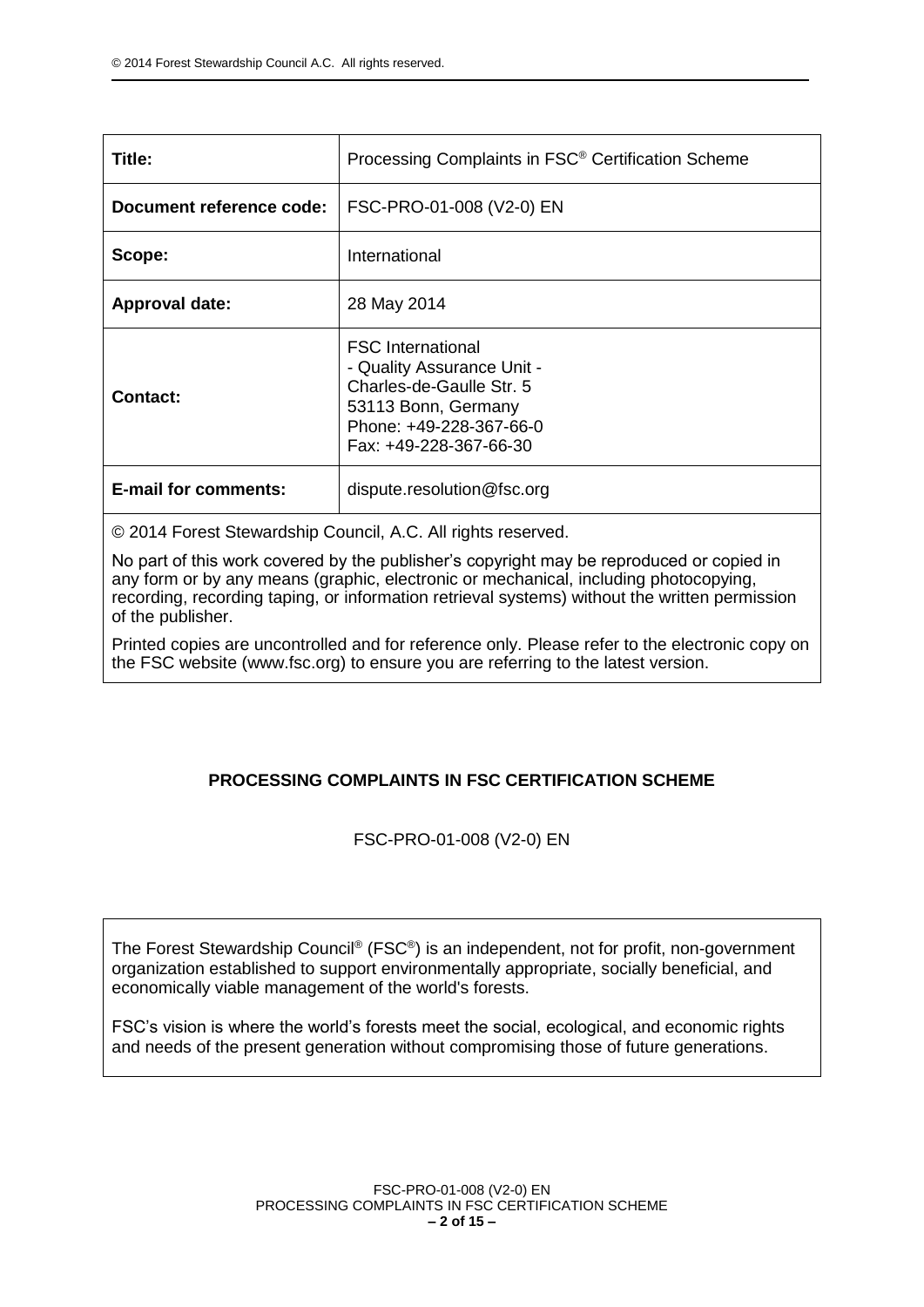| Title: | Processing Complaints in FSC® Certification Scheme |
| --- | --- |
| **Document reference code:** | FSC-PRO-01-008 (V2-0) EN |
| **Scope:** | International |
| **Approval date:** | 28 May 2014 |
| **Contact:** | FSC International<br>- Quality Assurance Unit -<br>Charles-de-Gaulle Str. 5<br>53113 Bonn, Germany<br>Phone: +49-228-367-66-0<br>Fax: +49-228-367-66-30 |
| **E-mail for comments:** | dispute.resolution@fsc.org |

© 2014 Forest Stewardship Council, A.C. All rights reserved.

No part of this work covered by the publisher's copyright may be reproduced or copied in any form or by any means (graphic, electronic or mechanical, including photocopying, recording, recording taping, or information retrieval systems) without the written permission of the publisher.

Printed copies are uncontrolled and for reference only. Please refer to the electronic copy on the FSC website (www.fsc.org) to ensure you are referring to the latest version.

**PROCESSING COMPLAINTS IN FSC CERTIFICATION SCHEME**

FSC-PRO-01-008 (V2-0) EN

The Forest Stewardship Council® (FSC®) is an independent, not for profit, non-government organization established to support environmentally appropriate, socially beneficial, and economically viable management of the world's forests.

FSC's vision is where the world's forests meet the social, ecological, and economic rights and needs of the present generation without compromising those of future generations.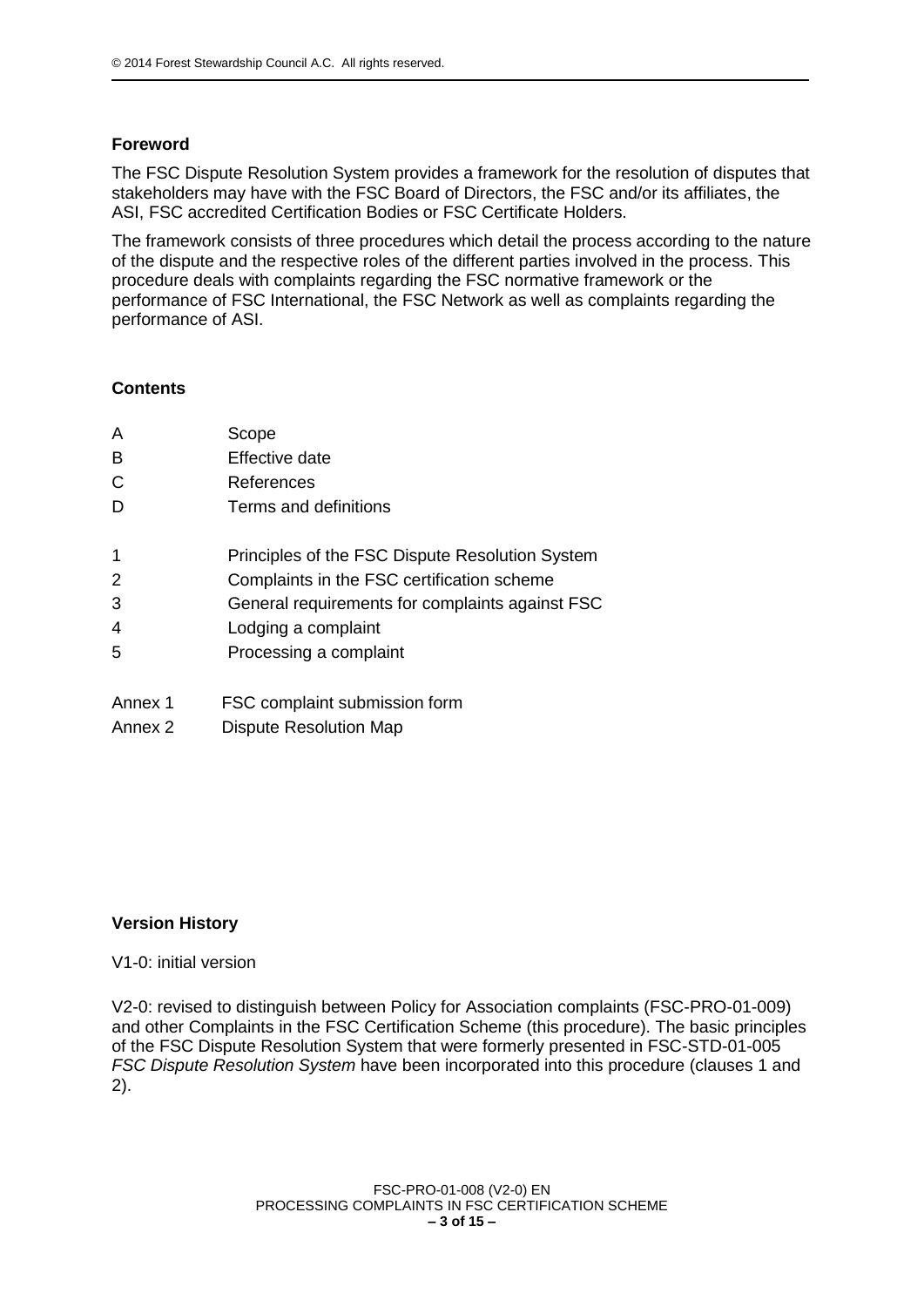## Foreword

The FSC Dispute Resolution System provides a framework for the resolution of disputes that stakeholders may have with the FSC Board of Directors, the FSC and/or its affiliates, the ASI, FSC accredited Certification Bodies or FSC Certificate Holders.

The framework consists of three procedures which detail the process according to the nature of the dispute and the respective roles of the different parties involved in the process. This procedure deals with complaints regarding the FSC normative framework or the performance of FSC International, the FSC Network as well as complaints regarding the performance of ASI.

## Contents

| | |
|---|---|
| A | Scope |
| B | Effective date |
| C | References |
| D | Terms and definitions |
| 1 | Principles of the FSC Dispute Resolution System |
| 2 | Complaints in the FSC certification scheme |
| 3 | General requirements for complaints against FSC |
| 4 | Lodging a complaint |
| 5 | Processing a complaint |
| Annex 1 | FSC complaint submission form |
| Annex 2 | Dispute Resolution Map |

## Version History

V1-0: initial version

V2-0: revised to distinguish between Policy for Association complaints (FSC-PRO-01-009) and other Complaints in the FSC Certification Scheme (this procedure). The basic principles of the FSC Dispute Resolution System that were formerly presented in FSC-STD-01-005 *FSC Dispute Resolution System* have been incorporated into this procedure (clauses 1 and 2).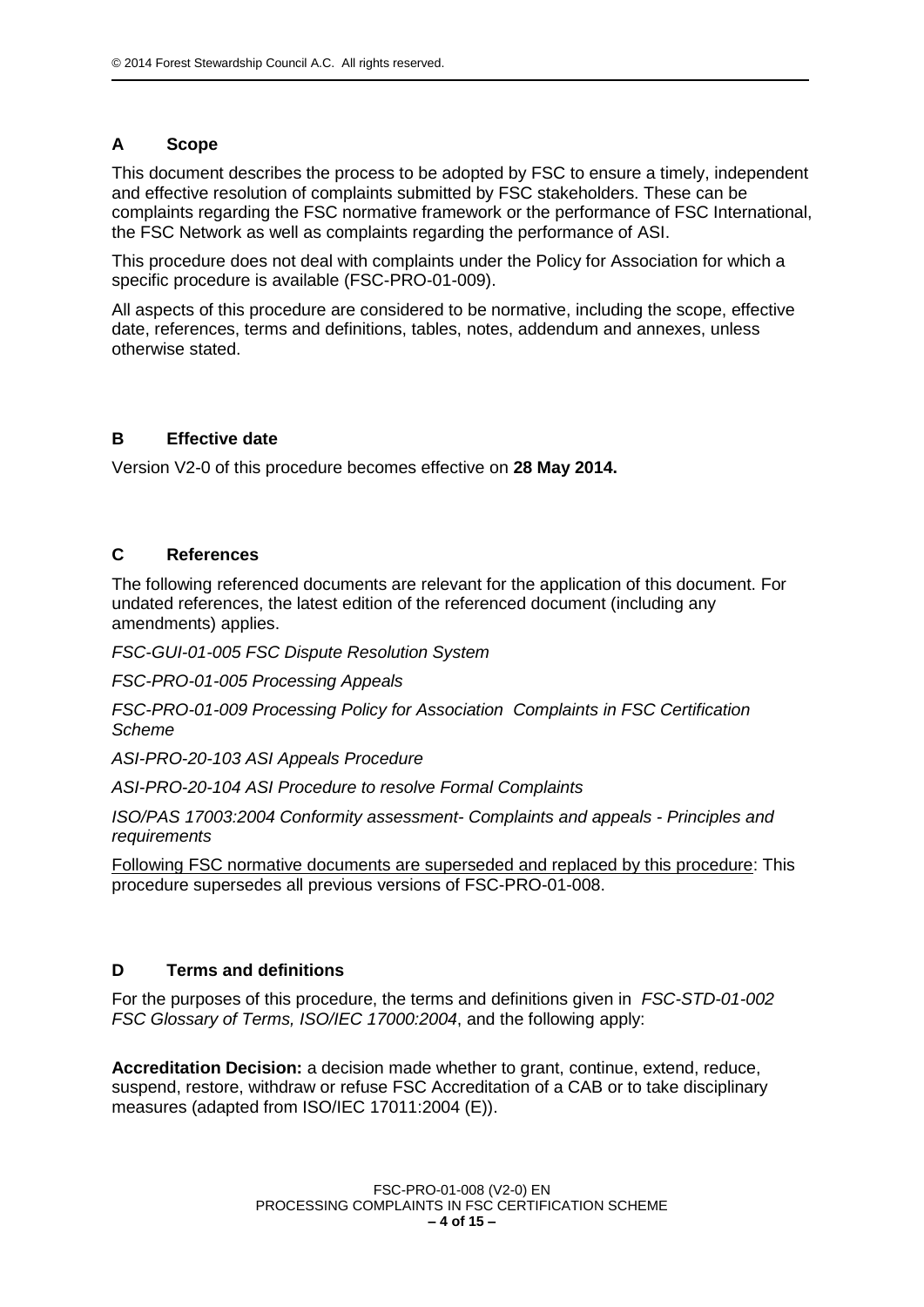## A Scope

This document describes the process to be adopted by FSC to ensure a timely, independent and effective resolution of complaints submitted by FSC stakeholders. These can be complaints regarding the FSC normative framework or the performance of FSC International, the FSC Network as well as complaints regarding the performance of ASI.

This procedure does not deal with complaints under the Policy for Association for which a specific procedure is available (FSC-PRO-01-009).

All aspects of this procedure are considered to be normative, including the scope, effective date, references, terms and definitions, tables, notes, addendum and annexes, unless otherwise stated.

## B Effective date

Version V2-0 of this procedure becomes effective on **28 May 2014.**

## C References

The following referenced documents are relevant for the application of this document. For undated references, the latest edition of the referenced document (including any amendments) applies.

*FSC-GUI-01-005 FSC Dispute Resolution System*

*FSC-PRO-01-005 Processing Appeals*

*FSC-PRO-01-009 Processing Policy for Association Complaints in FSC Certification Scheme*

*ASI-PRO-20-103 ASI Appeals Procedure*

*ASI-PRO-20-104 ASI Procedure to resolve Formal Complaints*

*ISO/PAS 17003:2004 Conformity assessment- Complaints and appeals - Principles and requirements*

Following FSC normative documents are superseded and replaced by this procedure: This procedure supersedes all previous versions of FSC-PRO-01-008.

## D Terms and definitions

For the purposes of this procedure, the terms and definitions given in *FSC-STD-01-002 FSC Glossary of Terms, ISO/IEC 17000:2004*, and the following apply:

**Accreditation Decision:** a decision made whether to grant, continue, extend, reduce, suspend, restore, withdraw or refuse FSC Accreditation of a CAB or to take disciplinary measures (adapted from ISO/IEC 17011:2004 (E)).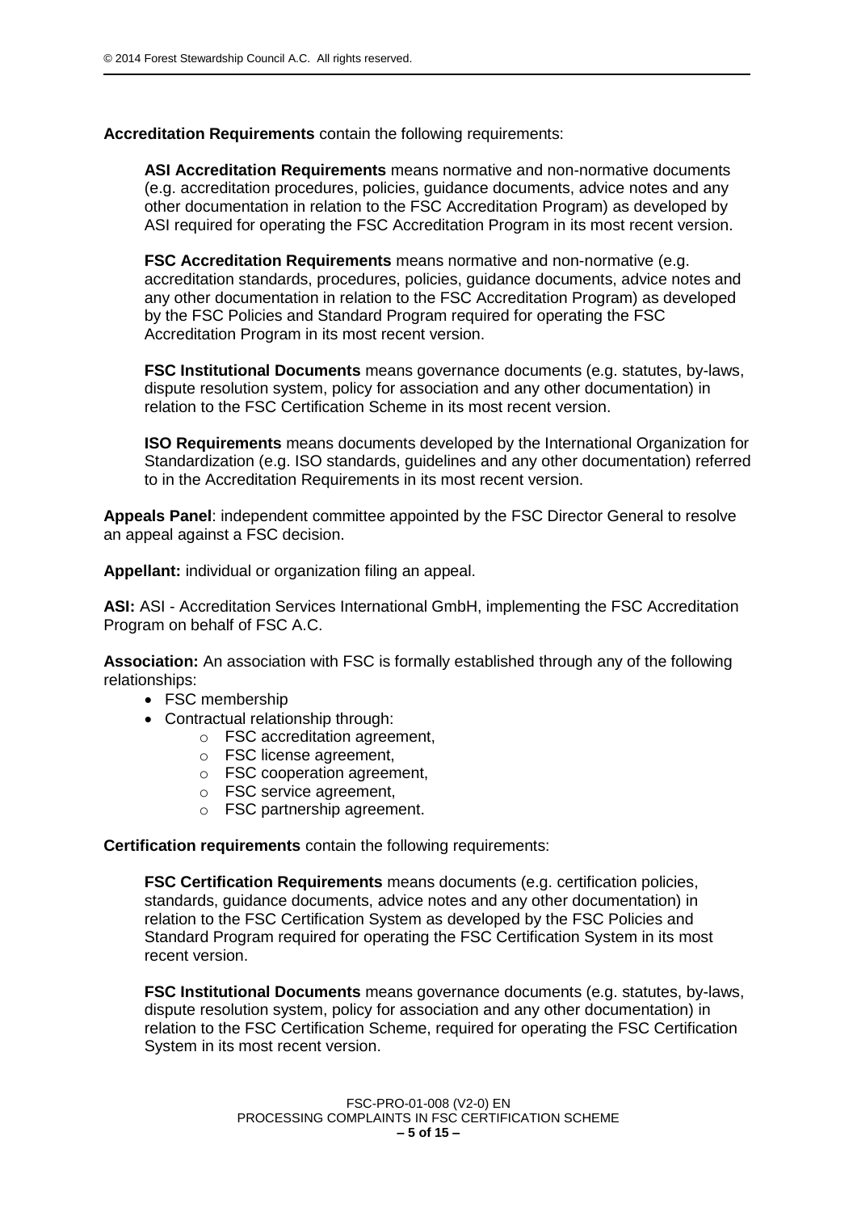**Accreditation Requirements** contain the following requirements:

> **ASI Accreditation Requirements** means normative and non-normative documents (e.g. accreditation procedures, policies, guidance documents, advice notes and any other documentation in relation to the FSC Accreditation Program) as developed by ASI required for operating the FSC Accreditation Program in its most recent version.
>
> **FSC Accreditation Requirements** means normative and non-normative (e.g. accreditation standards, procedures, policies, guidance documents, advice notes and any other documentation in relation to the FSC Accreditation Program) as developed by the FSC Policies and Standard Program required for operating the FSC Accreditation Program in its most recent version.
>
> **FSC Institutional Documents** means governance documents (e.g. statutes, by-laws, dispute resolution system, policy for association and any other documentation) in relation to the FSC Certification Scheme in its most recent version.
>
> **ISO Requirements** means documents developed by the International Organization for Standardization (e.g. ISO standards, guidelines and any other documentation) referred to in the Accreditation Requirements in its most recent version.

**Appeals Panel**: independent committee appointed by the FSC Director General to resolve an appeal against a FSC decision.

**Appellant:** individual or organization filing an appeal.

**ASI:** ASI - Accreditation Services International GmbH, implementing the FSC Accreditation Program on behalf of FSC A.C.

**Association:** An association with FSC is formally established through any of the following relationships:

- FSC membership
- Contractual relationship through:
  - FSC accreditation agreement,
  - FSC license agreement,
  - FSC cooperation agreement,
  - FSC service agreement,
  - FSC partnership agreement.

**Certification requirements** contain the following requirements:

> **FSC Certification Requirements** means documents (e.g. certification policies, standards, guidance documents, advice notes and any other documentation) in relation to the FSC Certification System as developed by the FSC Policies and Standard Program required for operating the FSC Certification System in its most recent version.
>
> **FSC Institutional Documents** means governance documents (e.g. statutes, by-laws, dispute resolution system, policy for association and any other documentation) in relation to the FSC Certification Scheme, required for operating the FSC Certification System in its most recent version.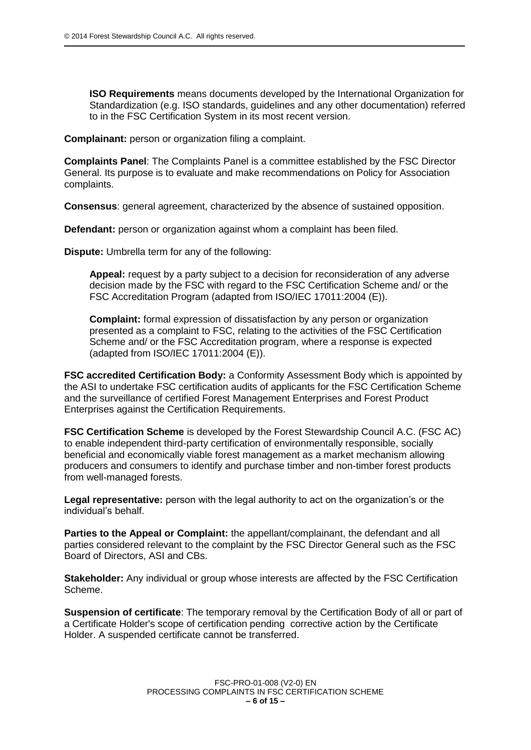**ISO Requirements** means documents developed by the International Organization for Standardization (e.g. ISO standards, guidelines and any other documentation) referred to in the FSC Certification System in its most recent version.

**Complainant:** person or organization filing a complaint.

**Complaints Panel**: The Complaints Panel is a committee established by the FSC Director General. Its purpose is to evaluate and make recommendations on Policy for Association complaints.

**Consensus**: general agreement, characterized by the absence of sustained opposition.

**Defendant:** person or organization against whom a complaint has been filed.

**Dispute:** Umbrella term for any of the following:

**Appeal:** request by a party subject to a decision for reconsideration of any adverse decision made by the FSC with regard to the FSC Certification Scheme and/ or the FSC Accreditation Program (adapted from ISO/IEC 17011:2004 (E)).

**Complaint:** formal expression of dissatisfaction by any person or organization presented as a complaint to FSC, relating to the activities of the FSC Certification Scheme and/ or the FSC Accreditation program, where a response is expected (adapted from ISO/IEC 17011:2004 (E)).

**FSC accredited Certification Body:** a Conformity Assessment Body which is appointed by the ASI to undertake FSC certification audits of applicants for the FSC Certification Scheme and the surveillance of certified Forest Management Enterprises and Forest Product Enterprises against the Certification Requirements.

**FSC Certification Scheme** is developed by the Forest Stewardship Council A.C. (FSC AC) to enable independent third-party certification of environmentally responsible, socially beneficial and economically viable forest management as a market mechanism allowing producers and consumers to identify and purchase timber and non-timber forest products from well-managed forests.

**Legal representative:** person with the legal authority to act on the organization's or the individual's behalf.

**Parties to the Appeal or Complaint:** the appellant/complainant, the defendant and all parties considered relevant to the complaint by the FSC Director General such as the FSC Board of Directors, ASI and CBs.

**Stakeholder:** Any individual or group whose interests are affected by the FSC Certification Scheme.

**Suspension of certificate**: The temporary removal by the Certification Body of all or part of a Certificate Holder's scope of certification pending corrective action by the Certificate Holder. A suspended certificate cannot be transferred.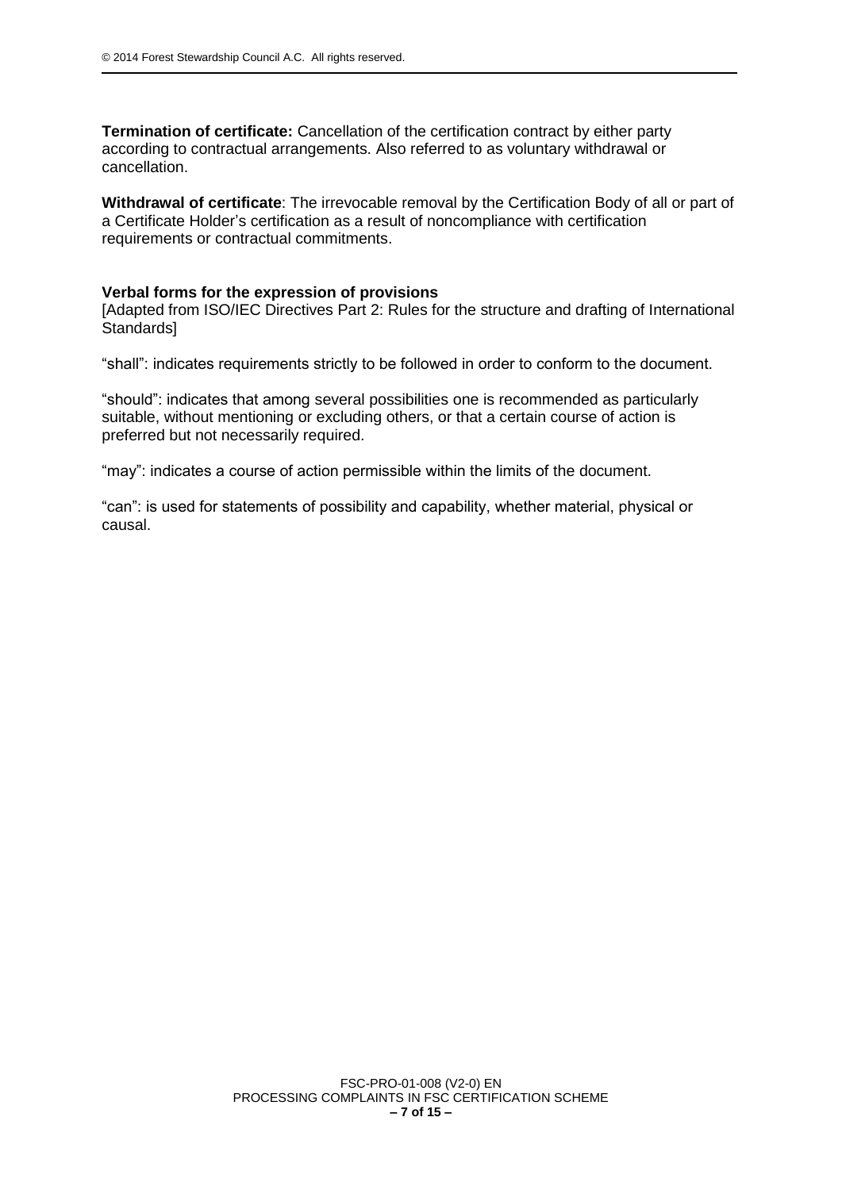**Termination of certificate:** Cancellation of the certification contract by either party according to contractual arrangements. Also referred to as voluntary withdrawal or cancellation.

**Withdrawal of certificate**: The irrevocable removal by the Certification Body of all or part of a Certificate Holder's certification as a result of noncompliance with certification requirements or contractual commitments.

**Verbal forms for the expression of provisions**
[Adapted from ISO/IEC Directives Part 2: Rules for the structure and drafting of International Standards]

"shall": indicates requirements strictly to be followed in order to conform to the document.

"should": indicates that among several possibilities one is recommended as particularly suitable, without mentioning or excluding others, or that a certain course of action is preferred but not necessarily required.

"may": indicates a course of action permissible within the limits of the document.

"can": is used for statements of possibility and capability, whether material, physical or causal.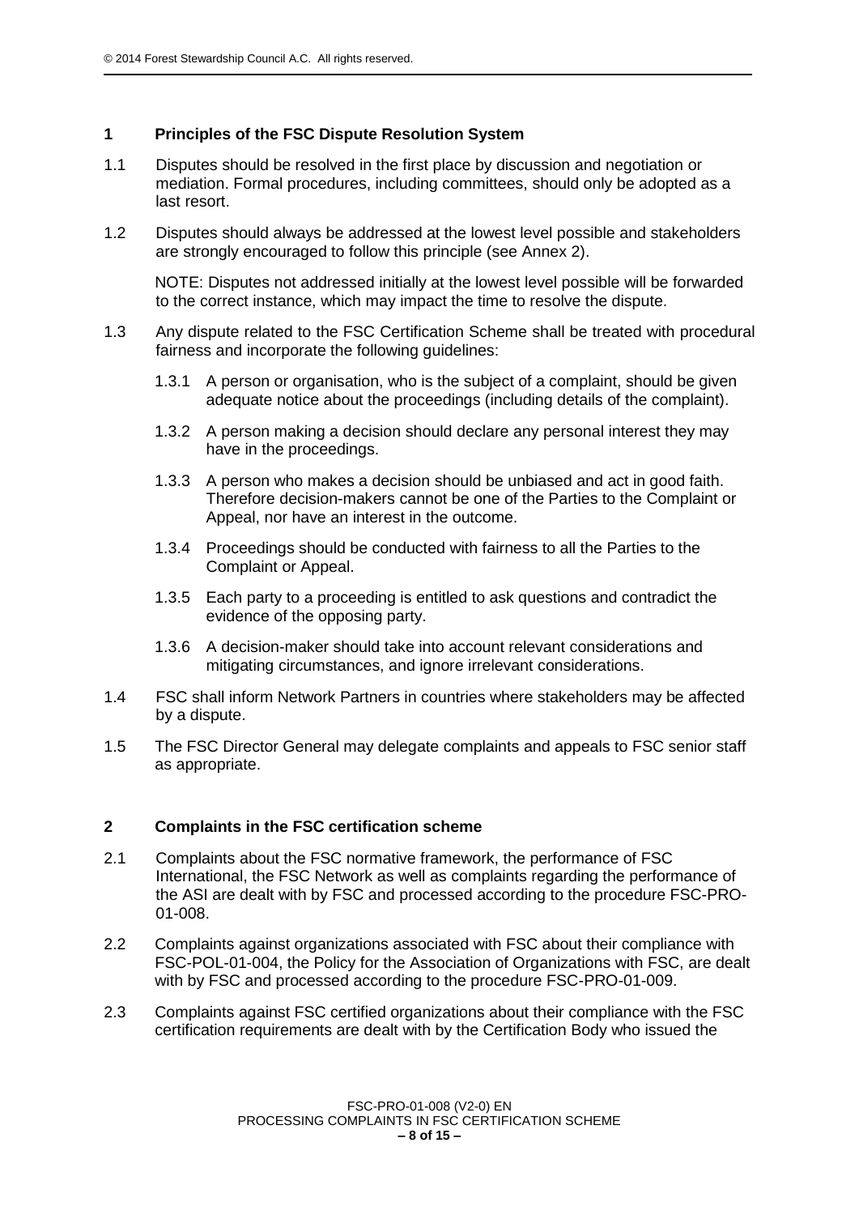## 1 Principles of the FSC Dispute Resolution System

1.1 Disputes should be resolved in the first place by discussion and negotiation or mediation. Formal procedures, including committees, should only be adopted as a last resort.

1.2 Disputes should always be addressed at the lowest level possible and stakeholders are strongly encouraged to follow this principle (see Annex 2).

NOTE: Disputes not addressed initially at the lowest level possible will be forwarded to the correct instance, which may impact the time to resolve the dispute.

1.3 Any dispute related to the FSC Certification Scheme shall be treated with procedural fairness and incorporate the following guidelines:

1.3.1 A person or organisation, who is the subject of a complaint, should be given adequate notice about the proceedings (including details of the complaint).

1.3.2 A person making a decision should declare any personal interest they may have in the proceedings.

1.3.3 A person who makes a decision should be unbiased and act in good faith. Therefore decision-makers cannot be one of the Parties to the Complaint or Appeal, nor have an interest in the outcome.

1.3.4 Proceedings should be conducted with fairness to all the Parties to the Complaint or Appeal.

1.3.5 Each party to a proceeding is entitled to ask questions and contradict the evidence of the opposing party.

1.3.6 A decision-maker should take into account relevant considerations and mitigating circumstances, and ignore irrelevant considerations.

1.4 FSC shall inform Network Partners in countries where stakeholders may be affected by a dispute.

1.5 The FSC Director General may delegate complaints and appeals to FSC senior staff as appropriate.

## 2 Complaints in the FSC certification scheme

2.1 Complaints about the FSC normative framework, the performance of FSC International, the FSC Network as well as complaints regarding the performance of the ASI are dealt with by FSC and processed according to the procedure FSC-PRO-01-008.

2.2 Complaints against organizations associated with FSC about their compliance with FSC-POL-01-004, the Policy for the Association of Organizations with FSC, are dealt with by FSC and processed according to the procedure FSC-PRO-01-009.

2.3 Complaints against FSC certified organizations about their compliance with the FSC certification requirements are dealt with by the Certification Body who issued the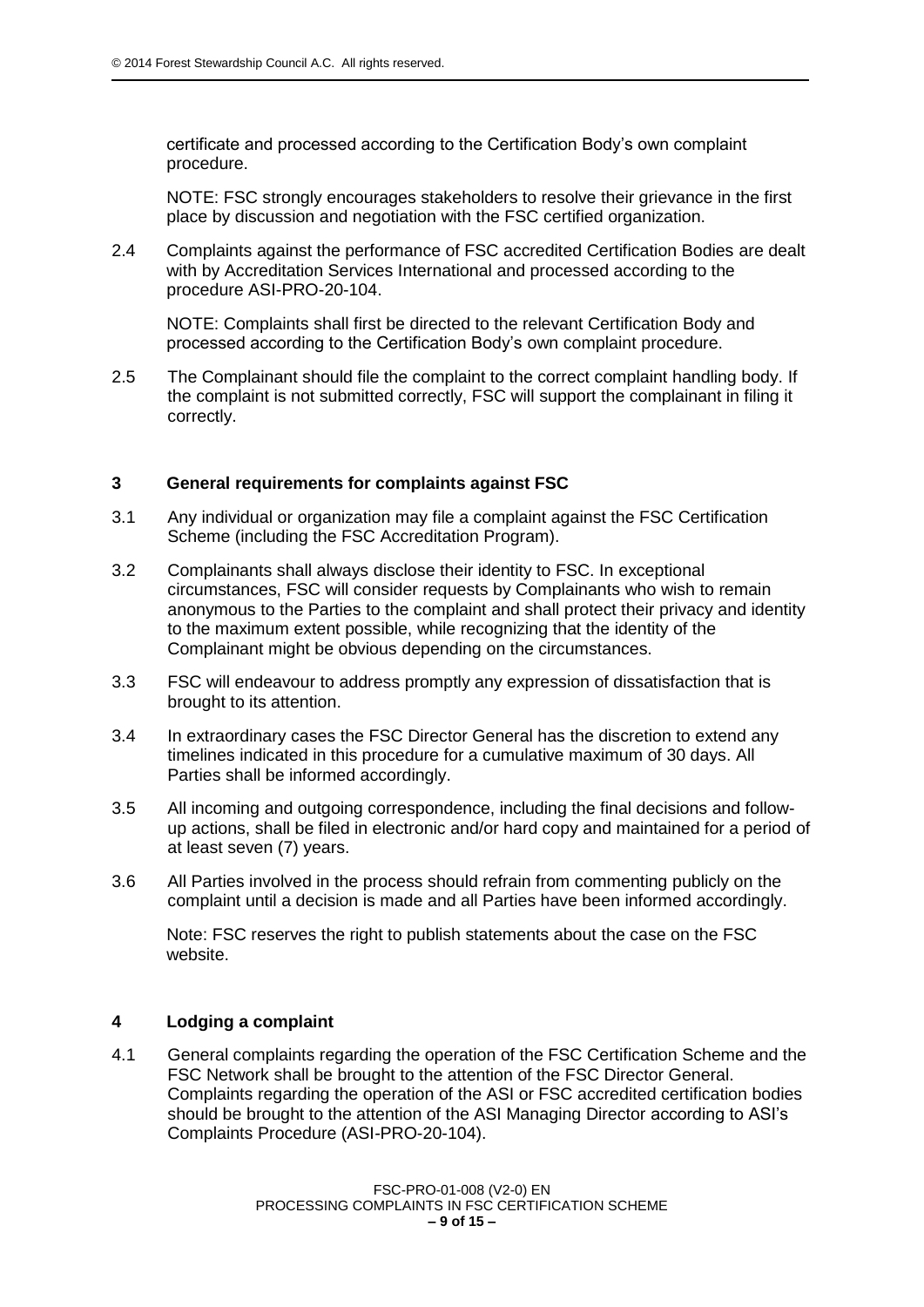certificate and processed according to the Certification Body's own complaint procedure.

NOTE: FSC strongly encourages stakeholders to resolve their grievance in the first place by discussion and negotiation with the FSC certified organization.

2.4 Complaints against the performance of FSC accredited Certification Bodies are dealt with by Accreditation Services International and processed according to the procedure ASI-PRO-20-104.

NOTE: Complaints shall first be directed to the relevant Certification Body and processed according to the Certification Body's own complaint procedure.

2.5 The Complainant should file the complaint to the correct complaint handling body. If the complaint is not submitted correctly, FSC will support the complainant in filing it correctly.

## 3 General requirements for complaints against FSC

3.1 Any individual or organization may file a complaint against the FSC Certification Scheme (including the FSC Accreditation Program).

3.2 Complainants shall always disclose their identity to FSC. In exceptional circumstances, FSC will consider requests by Complainants who wish to remain anonymous to the Parties to the complaint and shall protect their privacy and identity to the maximum extent possible, while recognizing that the identity of the Complainant might be obvious depending on the circumstances.

3.3 FSC will endeavour to address promptly any expression of dissatisfaction that is brought to its attention.

3.4 In extraordinary cases the FSC Director General has the discretion to extend any timelines indicated in this procedure for a cumulative maximum of 30 days. All Parties shall be informed accordingly.

3.5 All incoming and outgoing correspondence, including the final decisions and follow-up actions, shall be filed in electronic and/or hard copy and maintained for a period of at least seven (7) years.

3.6 All Parties involved in the process should refrain from commenting publicly on the complaint until a decision is made and all Parties have been informed accordingly.

Note: FSC reserves the right to publish statements about the case on the FSC website.

## 4 Lodging a complaint

4.1 General complaints regarding the operation of the FSC Certification Scheme and the FSC Network shall be brought to the attention of the FSC Director General. Complaints regarding the operation of the ASI or FSC accredited certification bodies should be brought to the attention of the ASI Managing Director according to ASI's Complaints Procedure (ASI-PRO-20-104).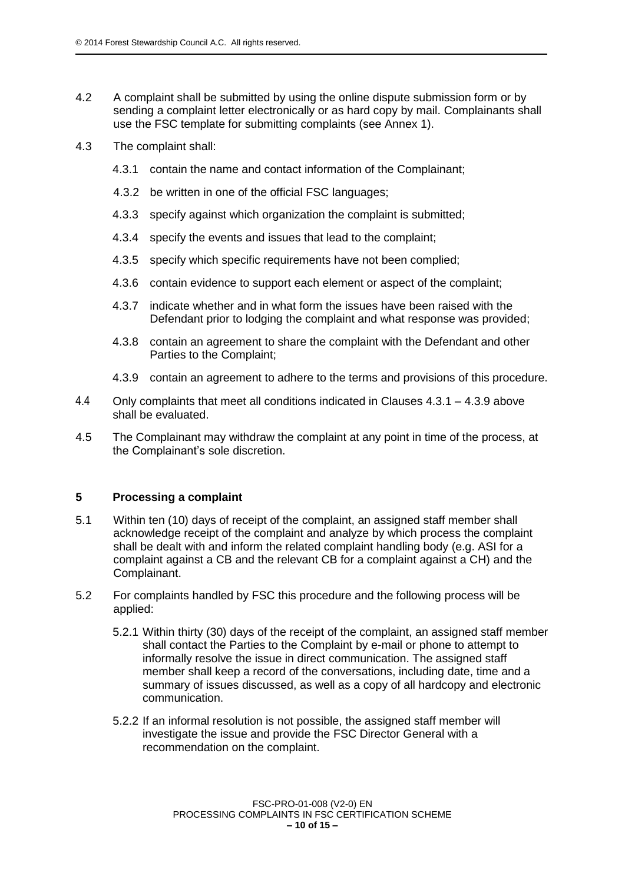4.2 A complaint shall be submitted by using the online dispute submission form or by sending a complaint letter electronically or as hard copy by mail. Complainants shall use the FSC template for submitting complaints (see Annex 1).

4.3 The complaint shall:

4.3.1 contain the name and contact information of the Complainant;

4.3.2 be written in one of the official FSC languages;

4.3.3 specify against which organization the complaint is submitted;

4.3.4 specify the events and issues that lead to the complaint;

4.3.5 specify which specific requirements have not been complied;

4.3.6 contain evidence to support each element or aspect of the complaint;

4.3.7 indicate whether and in what form the issues have been raised with the Defendant prior to lodging the complaint and what response was provided;

4.3.8 contain an agreement to share the complaint with the Defendant and other Parties to the Complaint;

4.3.9 contain an agreement to adhere to the terms and provisions of this procedure.

4.4 Only complaints that meet all conditions indicated in Clauses 4.3.1 – 4.3.9 above shall be evaluated.

4.5 The Complainant may withdraw the complaint at any point in time of the process, at the Complainant's sole discretion.

## 5 Processing a complaint

5.1 Within ten (10) days of receipt of the complaint, an assigned staff member shall acknowledge receipt of the complaint and analyze by which process the complaint shall be dealt with and inform the related complaint handling body (e.g. ASI for a complaint against a CB and the relevant CB for a complaint against a CH) and the Complainant.

5.2 For complaints handled by FSC this procedure and the following process will be applied:

5.2.1 Within thirty (30) days of the receipt of the complaint, an assigned staff member shall contact the Parties to the Complaint by e-mail or phone to attempt to informally resolve the issue in direct communication. The assigned staff member shall keep a record of the conversations, including date, time and a summary of issues discussed, as well as a copy of all hardcopy and electronic communication.

5.2.2 If an informal resolution is not possible, the assigned staff member will investigate the issue and provide the FSC Director General with a recommendation on the complaint.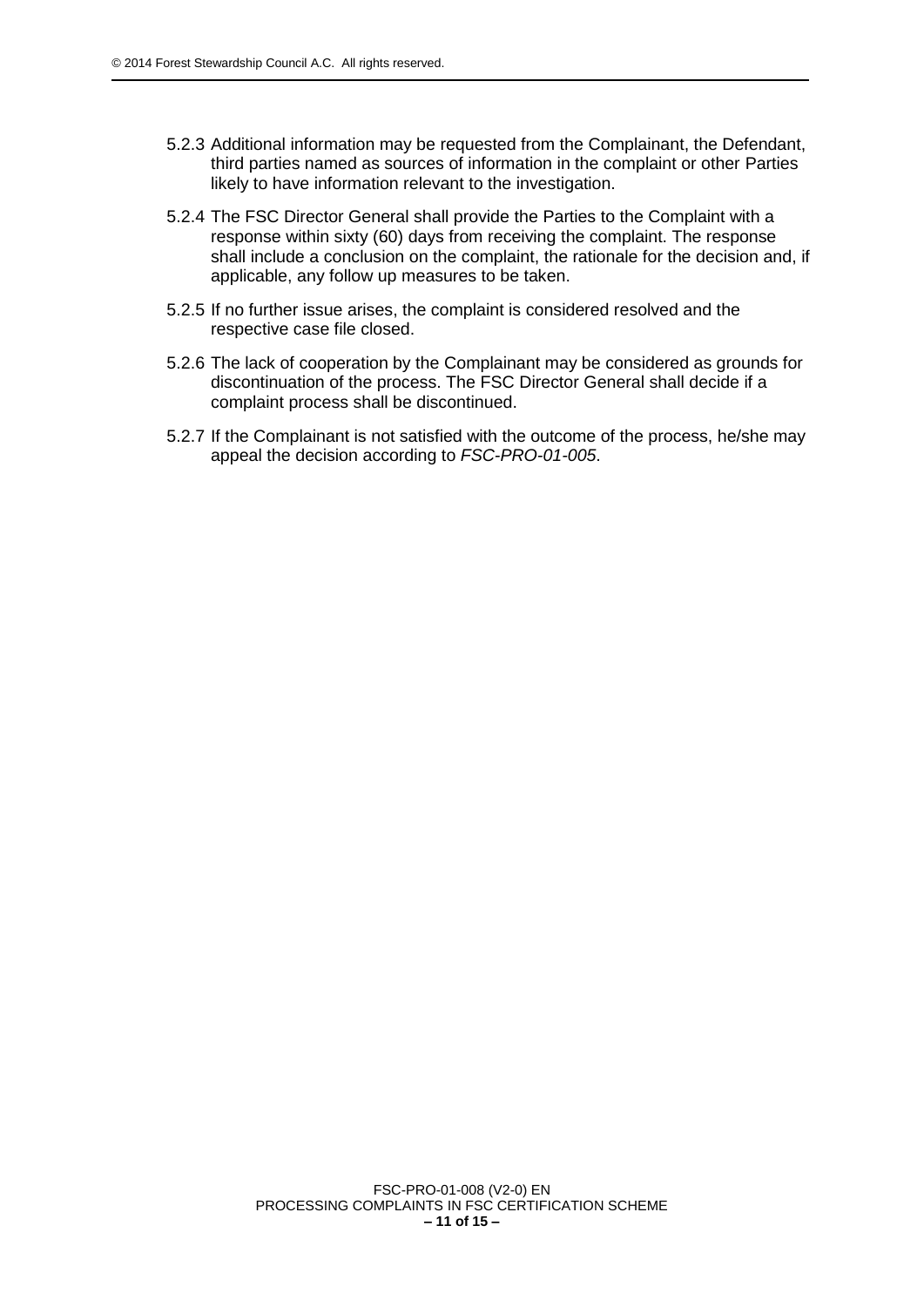5.2.3 Additional information may be requested from the Complainant, the Defendant, third parties named as sources of information in the complaint or other Parties likely to have information relevant to the investigation.

5.2.4 The FSC Director General shall provide the Parties to the Complaint with a response within sixty (60) days from receiving the complaint. The response shall include a conclusion on the complaint, the rationale for the decision and, if applicable, any follow up measures to be taken.

5.2.5 If no further issue arises, the complaint is considered resolved and the respective case file closed.

5.2.6 The lack of cooperation by the Complainant may be considered as grounds for discontinuation of the process. The FSC Director General shall decide if a complaint process shall be discontinued.

5.2.7 If the Complainant is not satisfied with the outcome of the process, he/she may appeal the decision according to *FSC-PRO-01-005*.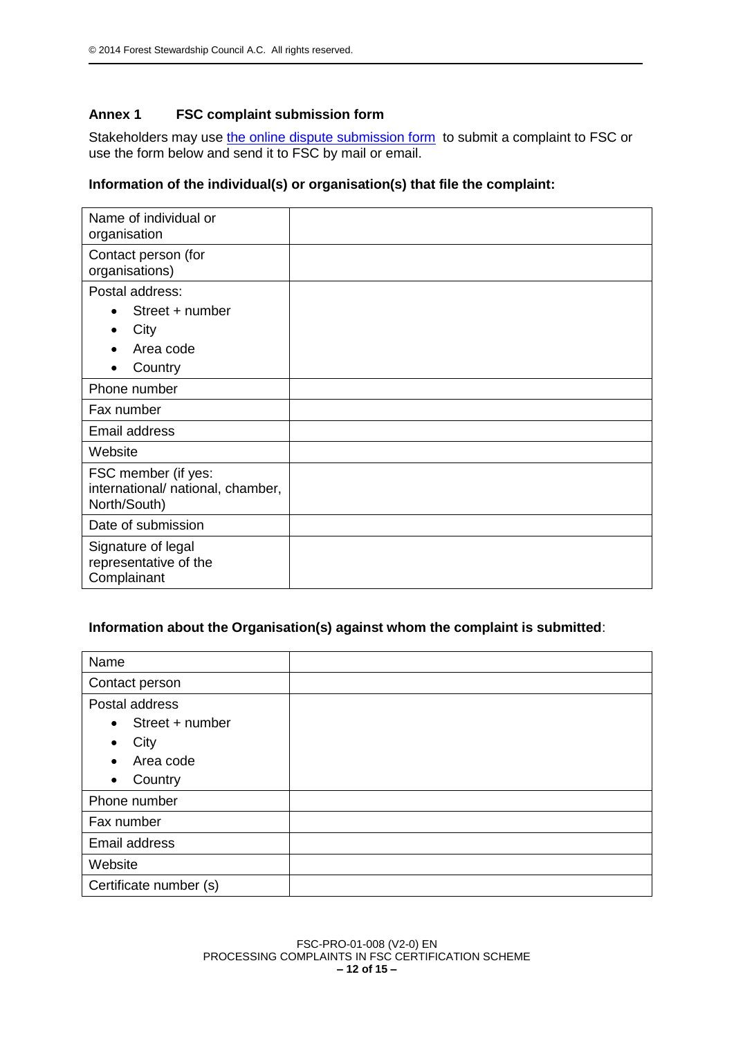## Annex 1 FSC complaint submission form

Stakeholders may use the online dispute submission form to submit a complaint to FSC or use the form below and send it to FSC by mail or email.

**Information of the individual(s) or organisation(s) that file the complaint:**

| | |
|---|---|
| Name of individual or organisation | |
| Contact person (for organisations) | |
| Postal address:<br>• Street + number<br>• City<br>• Area code<br>• Country | |
| Phone number | |
| Fax number | |
| Email address | |
| Website | |
| FSC member (if yes: international/ national, chamber, North/South) | |
| Date of submission | |
| Signature of legal representative of the Complainant | |

**Information about the Organisation(s) against whom the complaint is submitted**:

| | |
|---|---|
| Name | |
| Contact person | |
| Postal address<br>• Street + number<br>• City<br>• Area code<br>• Country | |
| Phone number | |
| Fax number | |
| Email address | |
| Website | |
| Certificate number (s) | |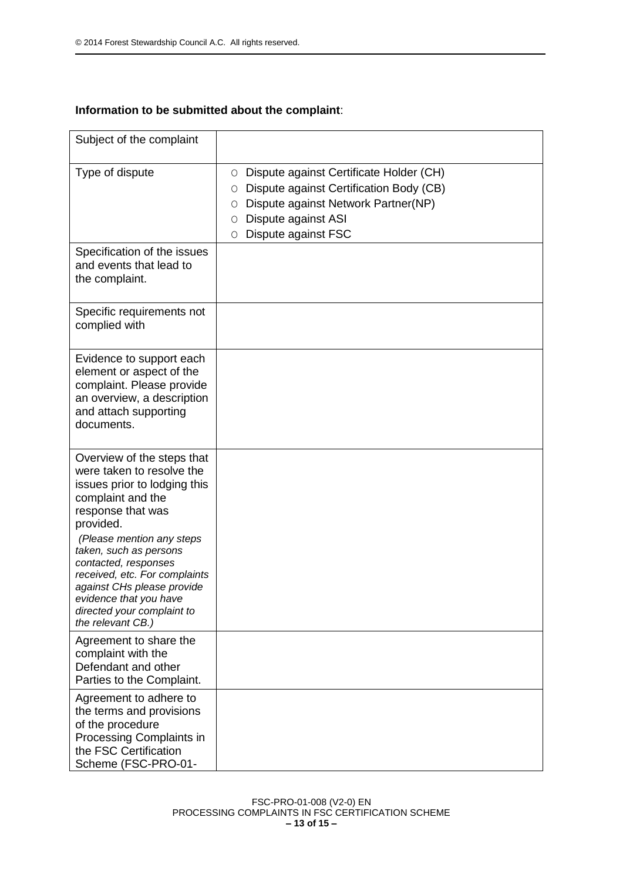**Information to be submitted about the complaint**:

| Subject of the complaint | |
|---|---|
| Type of dispute | ○ Dispute against Certificate Holder (CH)<br>○ Dispute against Certification Body (CB)<br>○ Dispute against Network Partner(NP)<br>○ Dispute against ASI<br>○ Dispute against FSC |
| Specification of the issues and events that lead to the complaint. | |
| Specific requirements not complied with | |
| Evidence to support each element or aspect of the complaint. Please provide an overview, a description and attach supporting documents. | |
| Overview of the steps that were taken to resolve the issues prior to lodging this complaint and the response that was provided.<br>*(Please mention any steps taken, such as persons contacted, responses received, etc. For complaints against CHs please provide evidence that you have directed your complaint to the relevant CB.)* | |
| Agreement to share the complaint with the Defendant and other Parties to the Complaint. | |
| Agreement to adhere to the terms and provisions of the procedure Processing Complaints in the FSC Certification Scheme (FSC-PRO-01- | |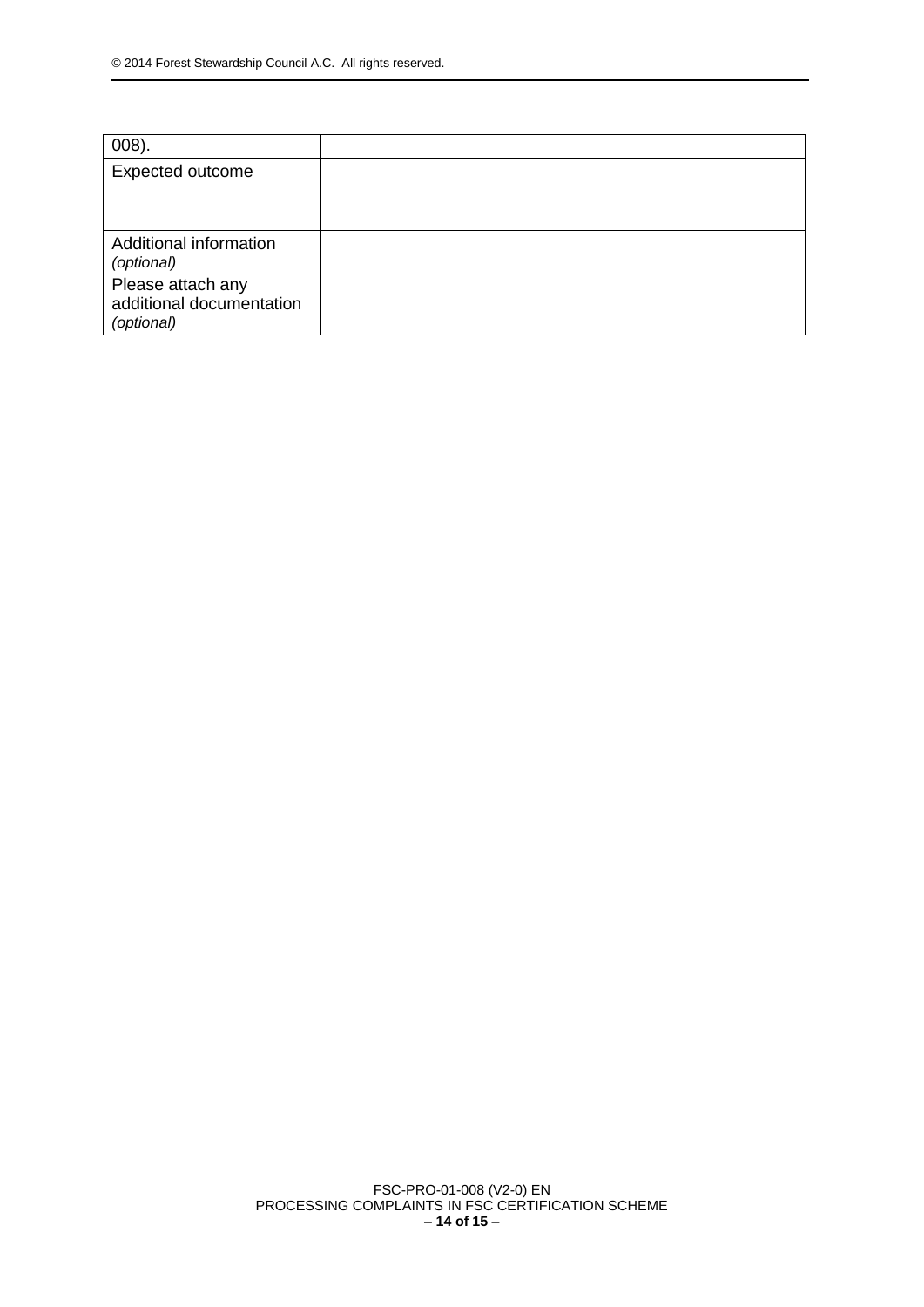| 008). | |
|---|---|
| Expected outcome | |
| Additional information *(optional)*<br>Please attach any additional documentation *(optional)* | |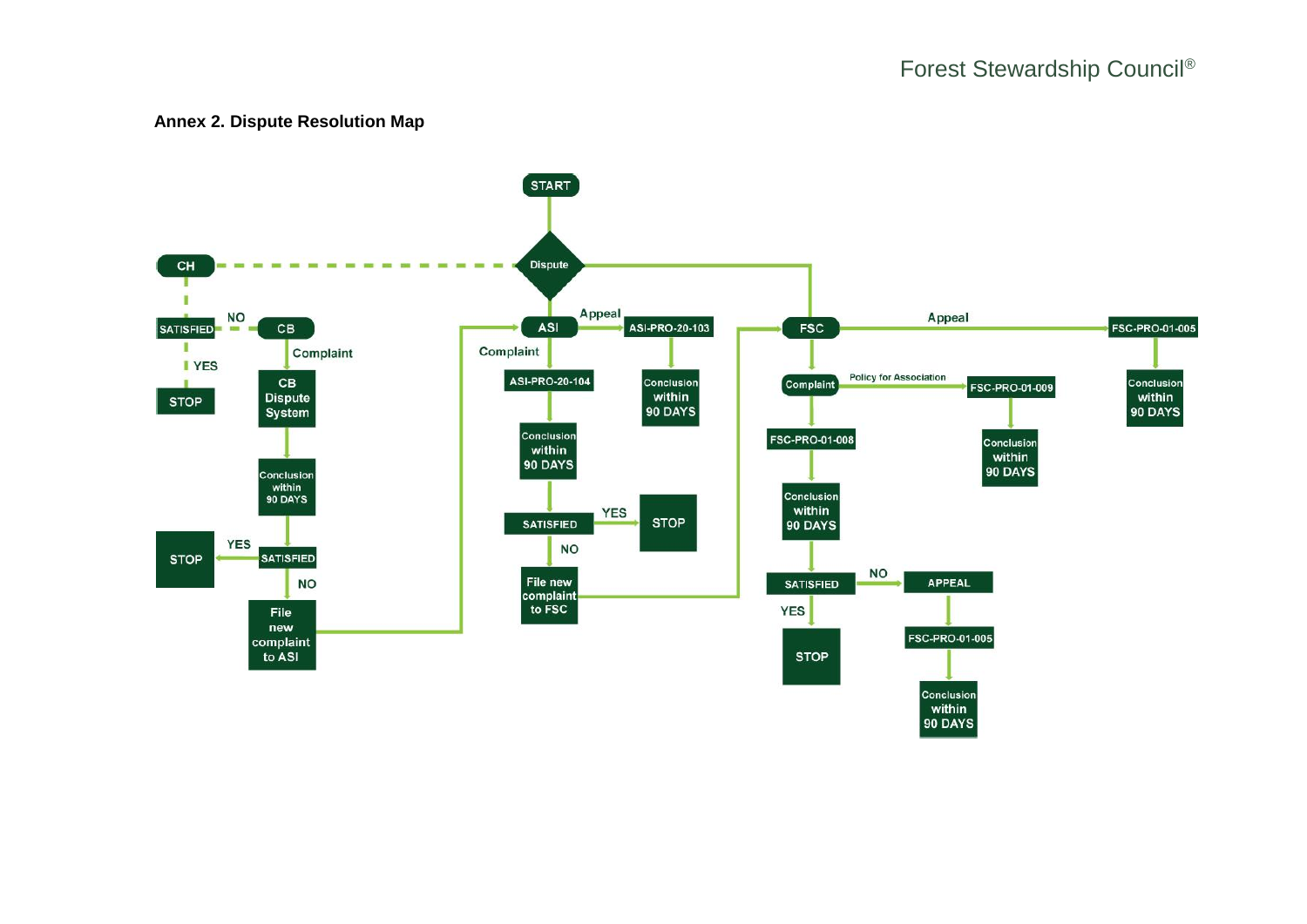## Annex 2. Dispute Resolution Map

START

Dispute

CH

SATISFIED

NO

YES

STOP

CB

Complaint

CB Dispute System

Conclusion within 90 DAYS

SATISFIED

YES

STOP

NO

File new complaint to ASI

ASI

Appeal

ASI-PRO-20-103

Conclusion within 90 DAYS

Complaint

ASI-PRO-20-104

Conclusion within 90 DAYS

SATISFIED

YES

STOP

NO

File new complaint to FSC

FSC

Appeal

FSC-PRO-01-005

Conclusion within 90 DAYS

Complaint

Policy for Association

FSC-PRO-01-009

Conclusion within 90 DAYS

FSC-PRO-01-008

Conclusion within 90 DAYS

SATISFIED

NO

APPEAL

FSC-PRO-01-005

Conclusion within 90 DAYS

YES

STOP